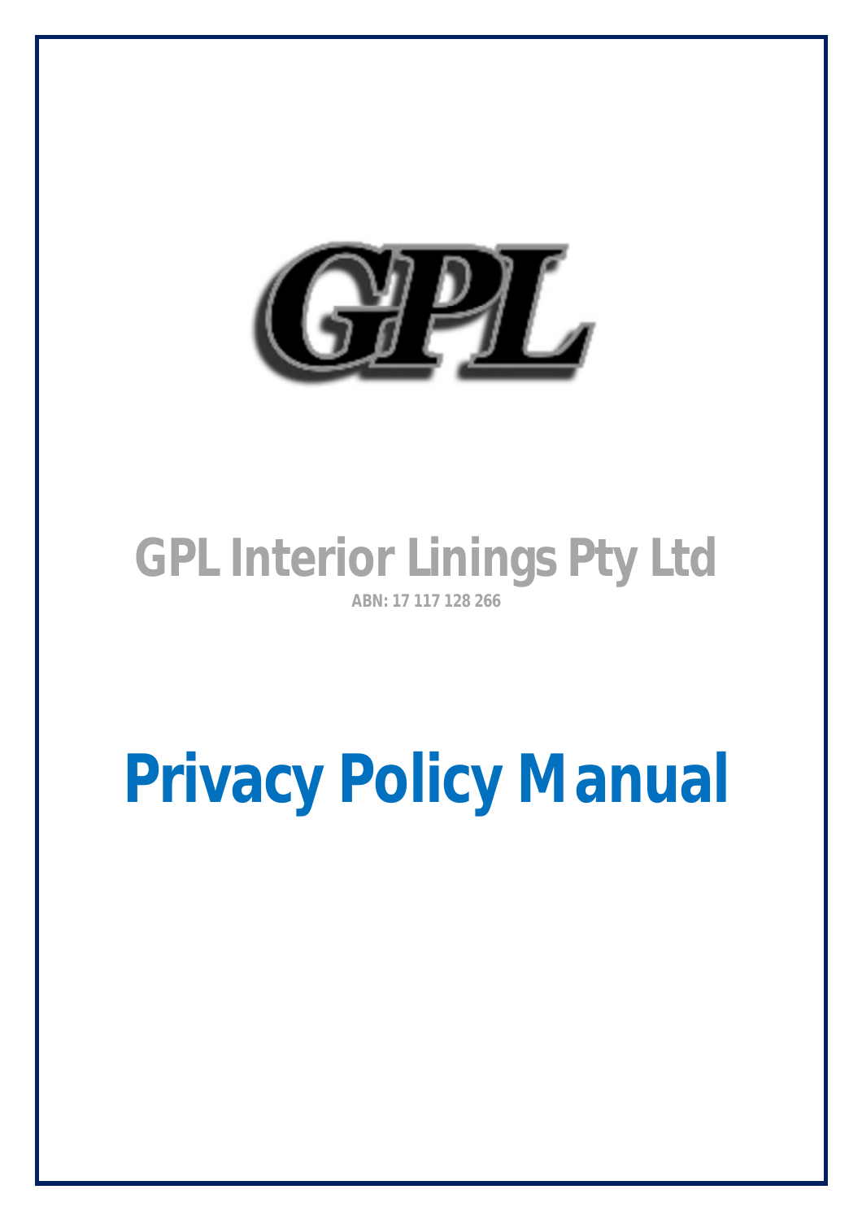GPL

# GPL Interior Linings Pty Ltd

**ABN: 17 117 128 266**

# Privacy Policy Manual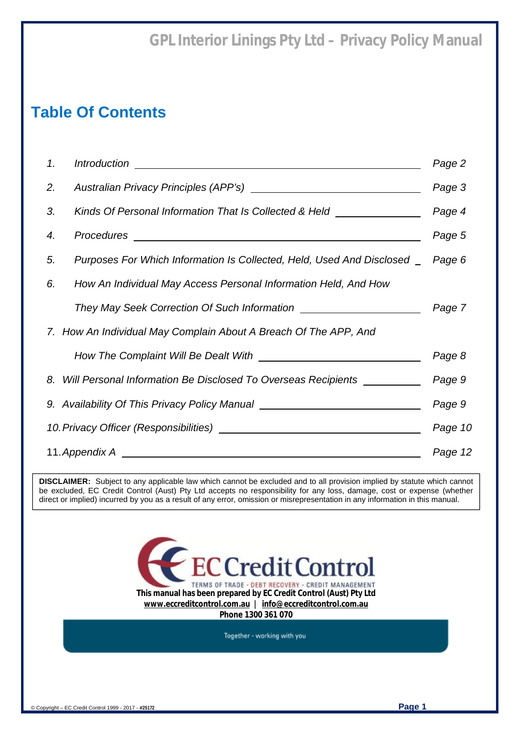## Table Of Contents

| | | |
|---|---|---|
| 1. | *Introduction* | *Page 2* |
| 2. | *Australian Privacy Principles (APP's)* | *Page 3* |
| 3. | *Kinds Of Personal Information That Is Collected & Held* | *Page 4* |
| 4. | *Procedures* | *Page 5* |
| 5. | *Purposes For Which Information Is Collected, Held, Used And Disclosed* | *Page 6* |
| 6. | *How An Individual May Access Personal Information Held, And How They May Seek Correction Of Such Information* | *Page 7* |
| 7. | *How An Individual May Complain About A Breach Of The APP, And How The Complaint Will Be Dealt With* | *Page 8* |
| 8. | *Will Personal Information Be Disclosed To Overseas Recipients* | *Page 9* |
| 9. | *Availability Of This Privacy Policy Manual* | *Page 9* |
| 10. | *Privacy Officer (Responsibilities)* | *Page 10* |
| 11. | *Appendix A* | *Page 12* |

**DISCLAIMER:** Subject to any applicable law which cannot be excluded and to all provision implied by statute which cannot be excluded, EC Credit Control (Aust) Pty Ltd accepts no responsibility for any loss, damage, cost or expense (whether direct or implied) incurred by you as a result of any error, omission or misrepresentation in any information in this manual.

EC Credit Control

TERMS OF TRADE - DEBT RECOVERY - CREDIT MANAGEMENT

**This manual has been prepared by EC Credit Control (Aust) Pty Ltd**

**www.eccreditcontrol.com.au | info@eccreditcontrol.com.au**

**Phone 1300 361 070**

Together - working with you

© Copyright – EC Credit Control 1999 - 2017 - #25172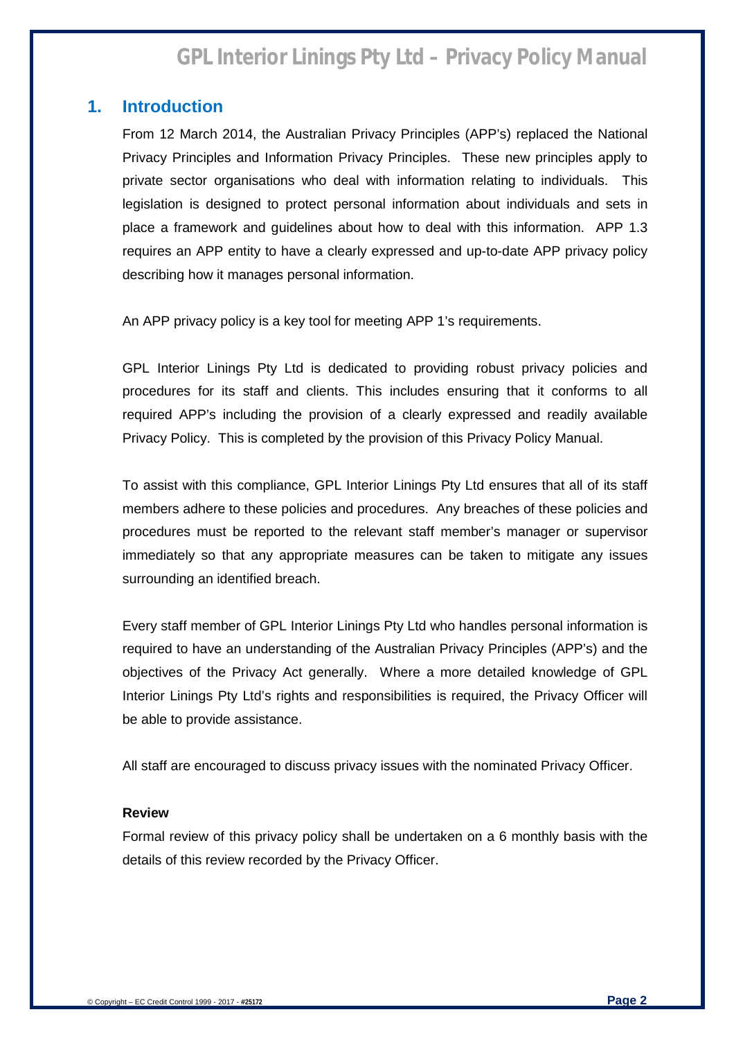## 1. Introduction

From 12 March 2014, the Australian Privacy Principles (APP's) replaced the National Privacy Principles and Information Privacy Principles. These new principles apply to private sector organisations who deal with information relating to individuals. This legislation is designed to protect personal information about individuals and sets in place a framework and guidelines about how to deal with this information. APP 1.3 requires an APP entity to have a clearly expressed and up-to-date APP privacy policy describing how it manages personal information.

An APP privacy policy is a key tool for meeting APP 1's requirements.

GPL Interior Linings Pty Ltd is dedicated to providing robust privacy policies and procedures for its staff and clients. This includes ensuring that it conforms to all required APP's including the provision of a clearly expressed and readily available Privacy Policy. This is completed by the provision of this Privacy Policy Manual.

To assist with this compliance, GPL Interior Linings Pty Ltd ensures that all of its staff members adhere to these policies and procedures. Any breaches of these policies and procedures must be reported to the relevant staff member's manager or supervisor immediately so that any appropriate measures can be taken to mitigate any issues surrounding an identified breach.

Every staff member of GPL Interior Linings Pty Ltd who handles personal information is required to have an understanding of the Australian Privacy Principles (APP's) and the objectives of the Privacy Act generally. Where a more detailed knowledge of GPL Interior Linings Pty Ltd's rights and responsibilities is required, the Privacy Officer will be able to provide assistance.

All staff are encouraged to discuss privacy issues with the nominated Privacy Officer.

**Review**

Formal review of this privacy policy shall be undertaken on a 6 monthly basis with the details of this review recorded by the Privacy Officer.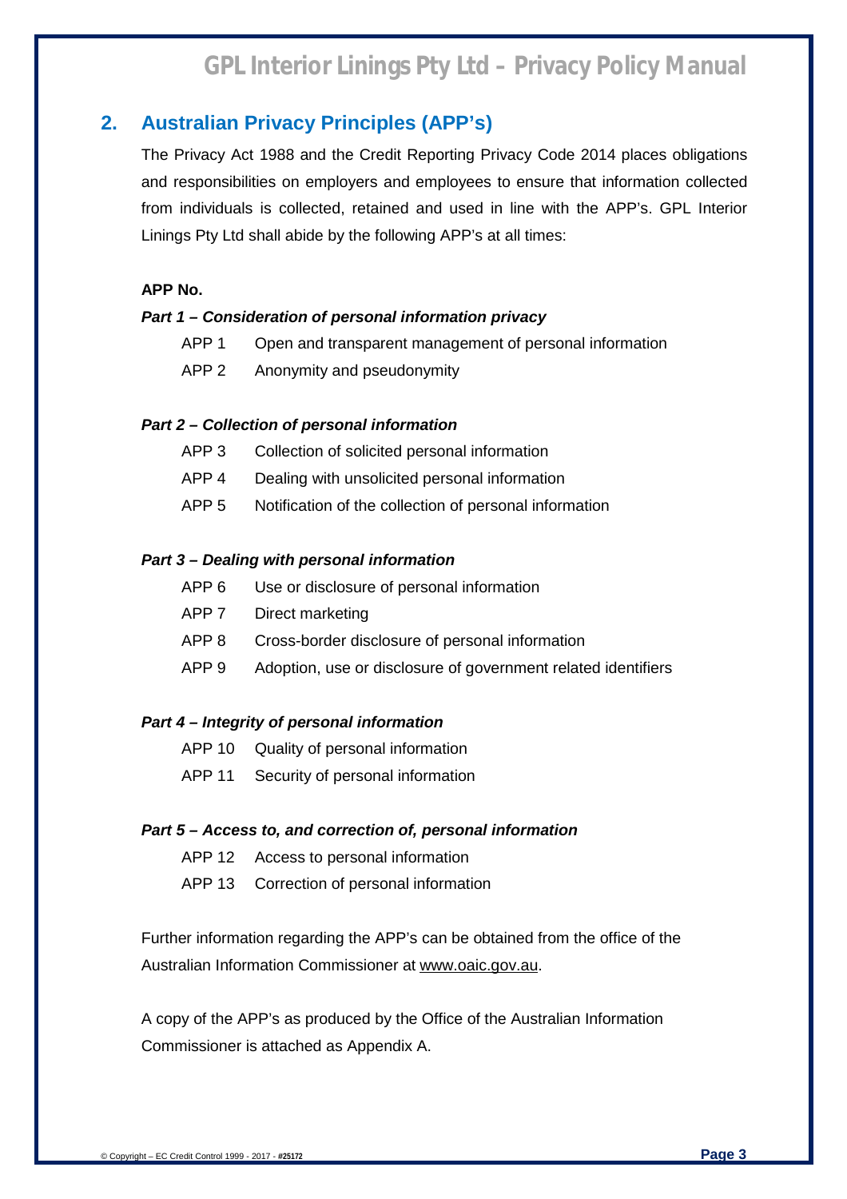## 2. Australian Privacy Principles (APP's)

The Privacy Act 1988 and the Credit Reporting Privacy Code 2014 places obligations and responsibilities on employers and employees to ensure that information collected from individuals is collected, retained and used in line with the APP's. GPL Interior Linings Pty Ltd shall abide by the following APP's at all times:

**APP No.**

***Part 1 – Consideration of personal information privacy***

- APP 1 Open and transparent management of personal information
- APP 2 Anonymity and pseudonymity

***Part 2 – Collection of personal information***

- APP 3 Collection of solicited personal information
- APP 4 Dealing with unsolicited personal information
- APP 5 Notification of the collection of personal information

***Part 3 – Dealing with personal information***

- APP 6 Use or disclosure of personal information
- APP 7 Direct marketing
- APP 8 Cross-border disclosure of personal information
- APP 9 Adoption, use or disclosure of government related identifiers

***Part 4 – Integrity of personal information***

- APP 10 Quality of personal information
- APP 11 Security of personal information

***Part 5 – Access to, and correction of, personal information***

- APP 12 Access to personal information
- APP 13 Correction of personal information

Further information regarding the APP's can be obtained from the office of the Australian Information Commissioner at www.oaic.gov.au.

A copy of the APP's as produced by the Office of the Australian Information Commissioner is attached as Appendix A.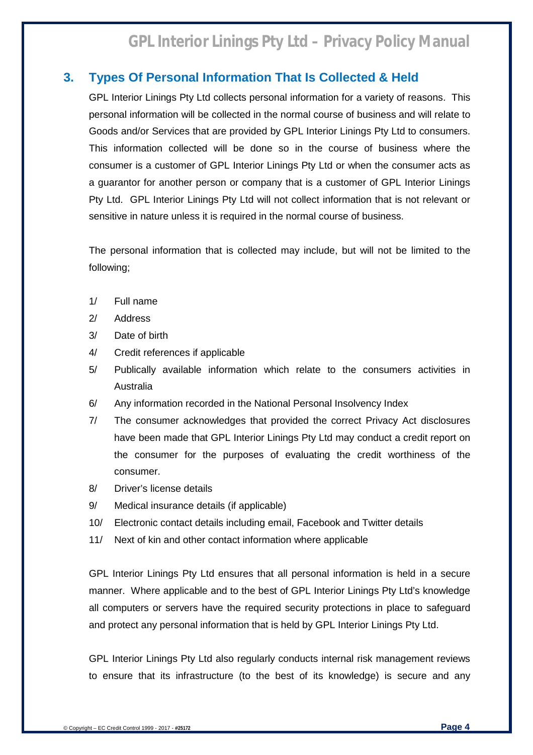## 3. Types Of Personal Information That Is Collected & Held

GPL Interior Linings Pty Ltd collects personal information for a variety of reasons. This personal information will be collected in the normal course of business and will relate to Goods and/or Services that are provided by GPL Interior Linings Pty Ltd to consumers. This information collected will be done so in the course of business where the consumer is a customer of GPL Interior Linings Pty Ltd or when the consumer acts as a guarantor for another person or company that is a customer of GPL Interior Linings Pty Ltd. GPL Interior Linings Pty Ltd will not collect information that is not relevant or sensitive in nature unless it is required in the normal course of business.

The personal information that is collected may include, but will not be limited to the following;

1/ Full name

2/ Address

3/ Date of birth

4/ Credit references if applicable

5/ Publically available information which relate to the consumers activities in Australia

6/ Any information recorded in the National Personal Insolvency Index

7/ The consumer acknowledges that provided the correct Privacy Act disclosures have been made that GPL Interior Linings Pty Ltd may conduct a credit report on the consumer for the purposes of evaluating the credit worthiness of the consumer.

8/ Driver's license details

9/ Medical insurance details (if applicable)

10/ Electronic contact details including email, Facebook and Twitter details

11/ Next of kin and other contact information where applicable

GPL Interior Linings Pty Ltd ensures that all personal information is held in a secure manner. Where applicable and to the best of GPL Interior Linings Pty Ltd's knowledge all computers or servers have the required security protections in place to safeguard and protect any personal information that is held by GPL Interior Linings Pty Ltd.

GPL Interior Linings Pty Ltd also regularly conducts internal risk management reviews to ensure that its infrastructure (to the best of its knowledge) is secure and any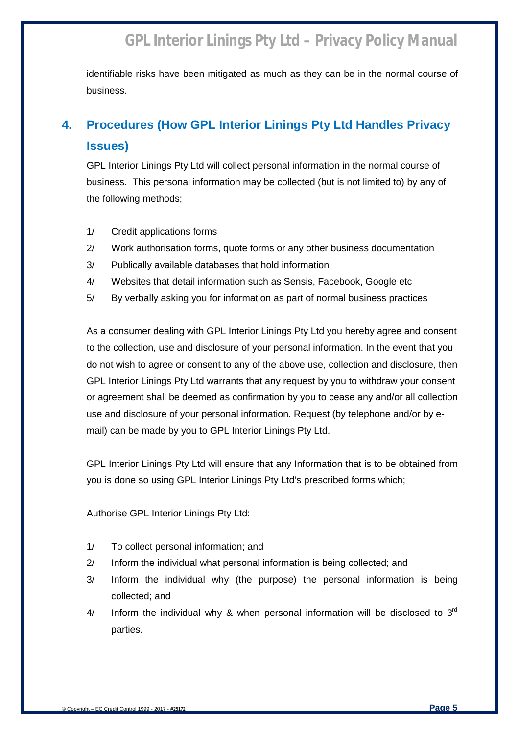identifiable risks have been mitigated as much as they can be in the normal course of business.

## 4. Procedures (How GPL Interior Linings Pty Ltd Handles Privacy Issues)

GPL Interior Linings Pty Ltd will collect personal information in the normal course of business. This personal information may be collected (but is not limited to) by any of the following methods;

1/ Credit applications forms
2/ Work authorisation forms, quote forms or any other business documentation
3/ Publically available databases that hold information
4/ Websites that detail information such as Sensis, Facebook, Google etc
5/ By verbally asking you for information as part of normal business practices

As a consumer dealing with GPL Interior Linings Pty Ltd you hereby agree and consent to the collection, use and disclosure of your personal information. In the event that you do not wish to agree or consent to any of the above use, collection and disclosure, then GPL Interior Linings Pty Ltd warrants that any request by you to withdraw your consent or agreement shall be deemed as confirmation by you to cease any and/or all collection use and disclosure of your personal information. Request (by telephone and/or by e-mail) can be made by you to GPL Interior Linings Pty Ltd.

GPL Interior Linings Pty Ltd will ensure that any Information that is to be obtained from you is done so using GPL Interior Linings Pty Ltd's prescribed forms which;

Authorise GPL Interior Linings Pty Ltd:

1/ To collect personal information; and
2/ Inform the individual what personal information is being collected; and
3/ Inform the individual why (the purpose) the personal information is being collected; and
4/ Inform the individual why & when personal information will be disclosed to 3rd parties.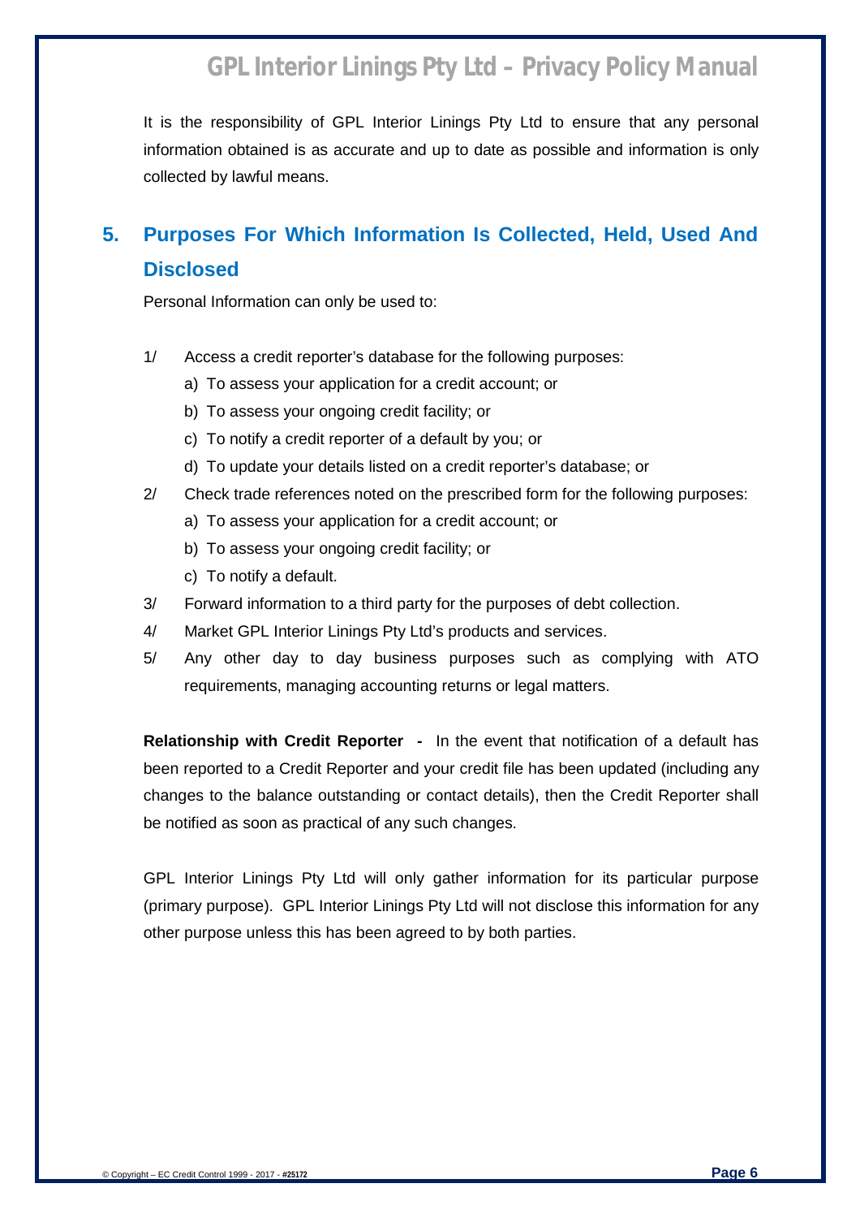It is the responsibility of GPL Interior Linings Pty Ltd to ensure that any personal information obtained is as accurate and up to date as possible and information is only collected by lawful means.

## 5. Purposes For Which Information Is Collected, Held, Used And Disclosed

Personal Information can only be used to:

1/ Access a credit reporter's database for the following purposes:

   a) To assess your application for a credit account; or

   b) To assess your ongoing credit facility; or

   c) To notify a credit reporter of a default by you; or

   d) To update your details listed on a credit reporter's database; or

2/ Check trade references noted on the prescribed form for the following purposes:

   a) To assess your application for a credit account; or

   b) To assess your ongoing credit facility; or

   c) To notify a default.

3/ Forward information to a third party for the purposes of debt collection.

4/ Market GPL Interior Linings Pty Ltd's products and services.

5/ Any other day to day business purposes such as complying with ATO requirements, managing accounting returns or legal matters.

**Relationship with Credit Reporter -** In the event that notification of a default has been reported to a Credit Reporter and your credit file has been updated (including any changes to the balance outstanding or contact details), then the Credit Reporter shall be notified as soon as practical of any such changes.

GPL Interior Linings Pty Ltd will only gather information for its particular purpose (primary purpose). GPL Interior Linings Pty Ltd will not disclose this information for any other purpose unless this has been agreed to by both parties.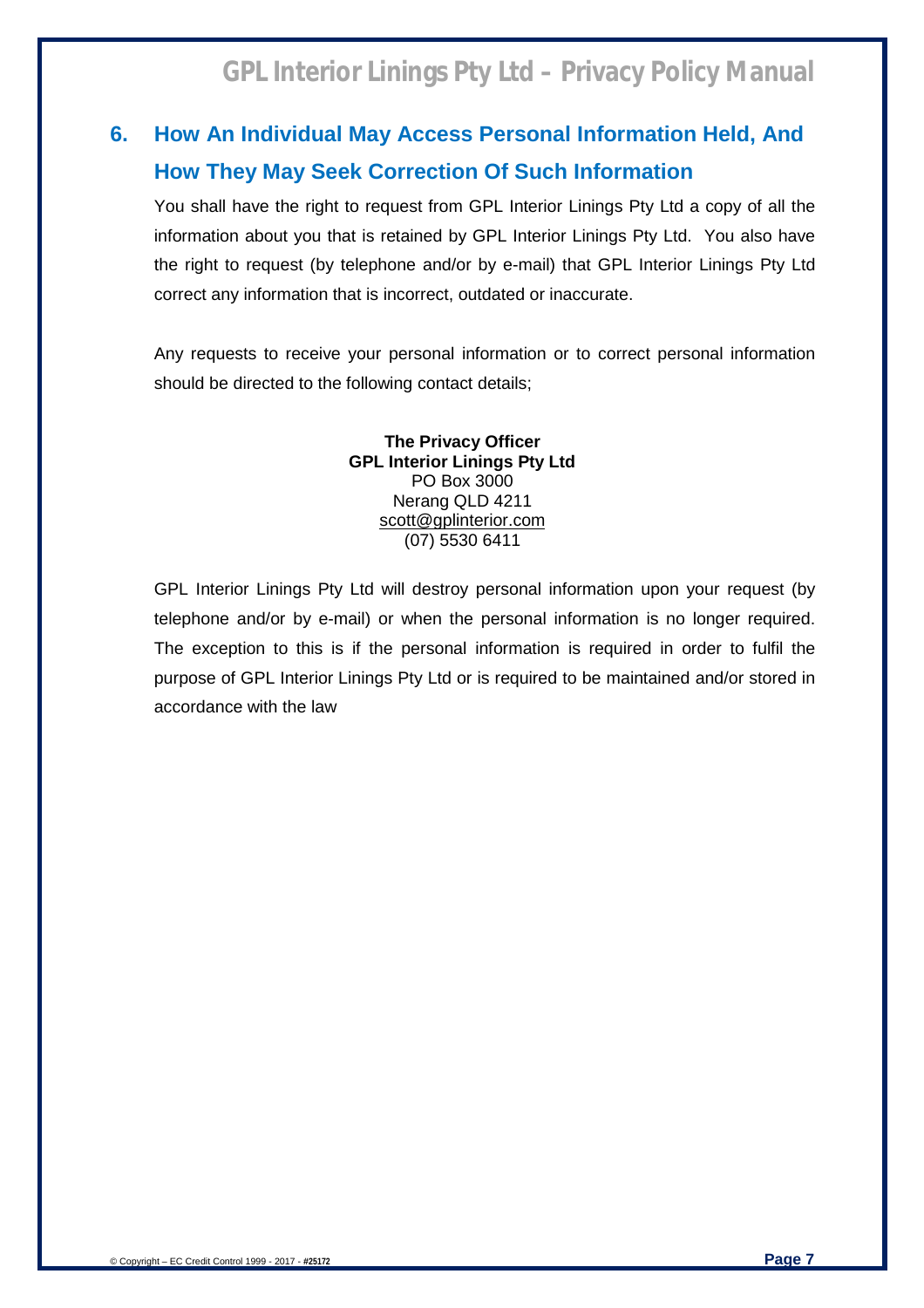## 6. How An Individual May Access Personal Information Held, And How They May Seek Correction Of Such Information

You shall have the right to request from GPL Interior Linings Pty Ltd a copy of all the information about you that is retained by GPL Interior Linings Pty Ltd. You also have the right to request (by telephone and/or by e-mail) that GPL Interior Linings Pty Ltd correct any information that is incorrect, outdated or inaccurate.

Any requests to receive your personal information or to correct personal information should be directed to the following contact details;

**The Privacy Officer**
**GPL Interior Linings Pty Ltd**
PO Box 3000
Nerang QLD 4211
scott@gplinterior.com
(07) 5530 6411

GPL Interior Linings Pty Ltd will destroy personal information upon your request (by telephone and/or by e-mail) or when the personal information is no longer required. The exception to this is if the personal information is required in order to fulfil the purpose of GPL Interior Linings Pty Ltd or is required to be maintained and/or stored in accordance with the law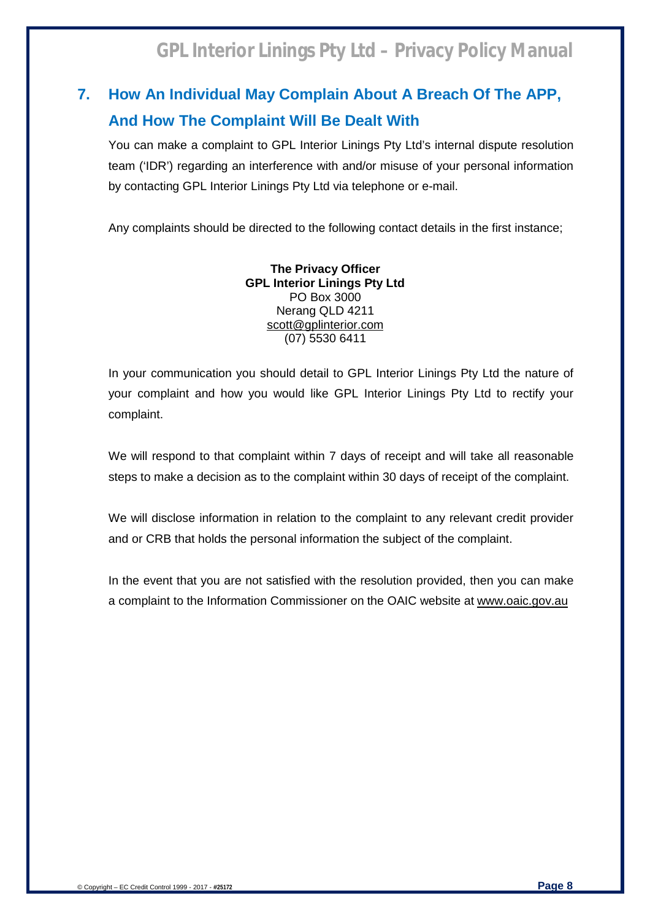## 7. How An Individual May Complain About A Breach Of The APP, And How The Complaint Will Be Dealt With

You can make a complaint to GPL Interior Linings Pty Ltd's internal dispute resolution team ('IDR') regarding an interference with and/or misuse of your personal information by contacting GPL Interior Linings Pty Ltd via telephone or e-mail.

Any complaints should be directed to the following contact details in the first instance;

**The Privacy Officer**
**GPL Interior Linings Pty Ltd**
PO Box 3000
Nerang QLD 4211
scott@gplinterior.com
(07) 5530 6411

In your communication you should detail to GPL Interior Linings Pty Ltd the nature of your complaint and how you would like GPL Interior Linings Pty Ltd to rectify your complaint.

We will respond to that complaint within 7 days of receipt and will take all reasonable steps to make a decision as to the complaint within 30 days of receipt of the complaint.

We will disclose information in relation to the complaint to any relevant credit provider and or CRB that holds the personal information the subject of the complaint.

In the event that you are not satisfied with the resolution provided, then you can make a complaint to the Information Commissioner on the OAIC website at www.oaic.gov.au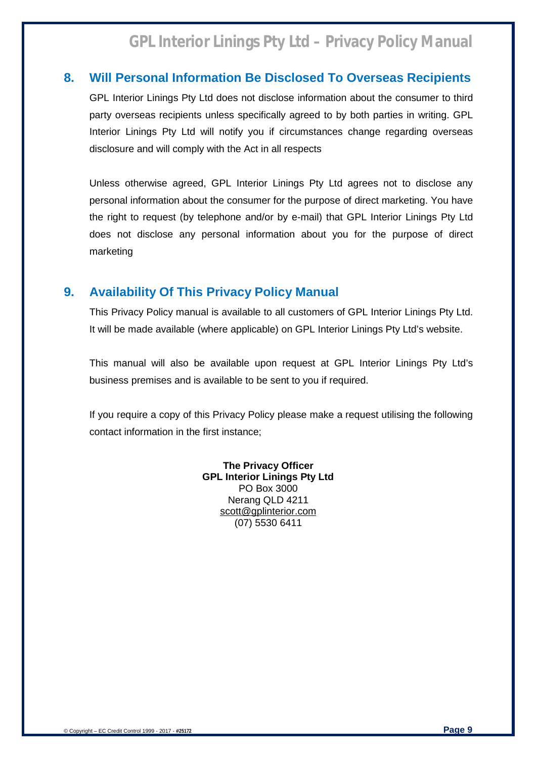## 8. Will Personal Information Be Disclosed To Overseas Recipients

GPL Interior Linings Pty Ltd does not disclose information about the consumer to third party overseas recipients unless specifically agreed to by both parties in writing. GPL Interior Linings Pty Ltd will notify you if circumstances change regarding overseas disclosure and will comply with the Act in all respects

Unless otherwise agreed, GPL Interior Linings Pty Ltd agrees not to disclose any personal information about the consumer for the purpose of direct marketing. You have the right to request (by telephone and/or by e-mail) that GPL Interior Linings Pty Ltd does not disclose any personal information about you for the purpose of direct marketing

## 9. Availability Of This Privacy Policy Manual

This Privacy Policy manual is available to all customers of GPL Interior Linings Pty Ltd. It will be made available (where applicable) on GPL Interior Linings Pty Ltd's website.

This manual will also be available upon request at GPL Interior Linings Pty Ltd's business premises and is available to be sent to you if required.

If you require a copy of this Privacy Policy please make a request utilising the following contact information in the first instance;

**The Privacy Officer**
**GPL Interior Linings Pty Ltd**
PO Box 3000
Nerang QLD 4211
scott@gplinterior.com
(07) 5530 6411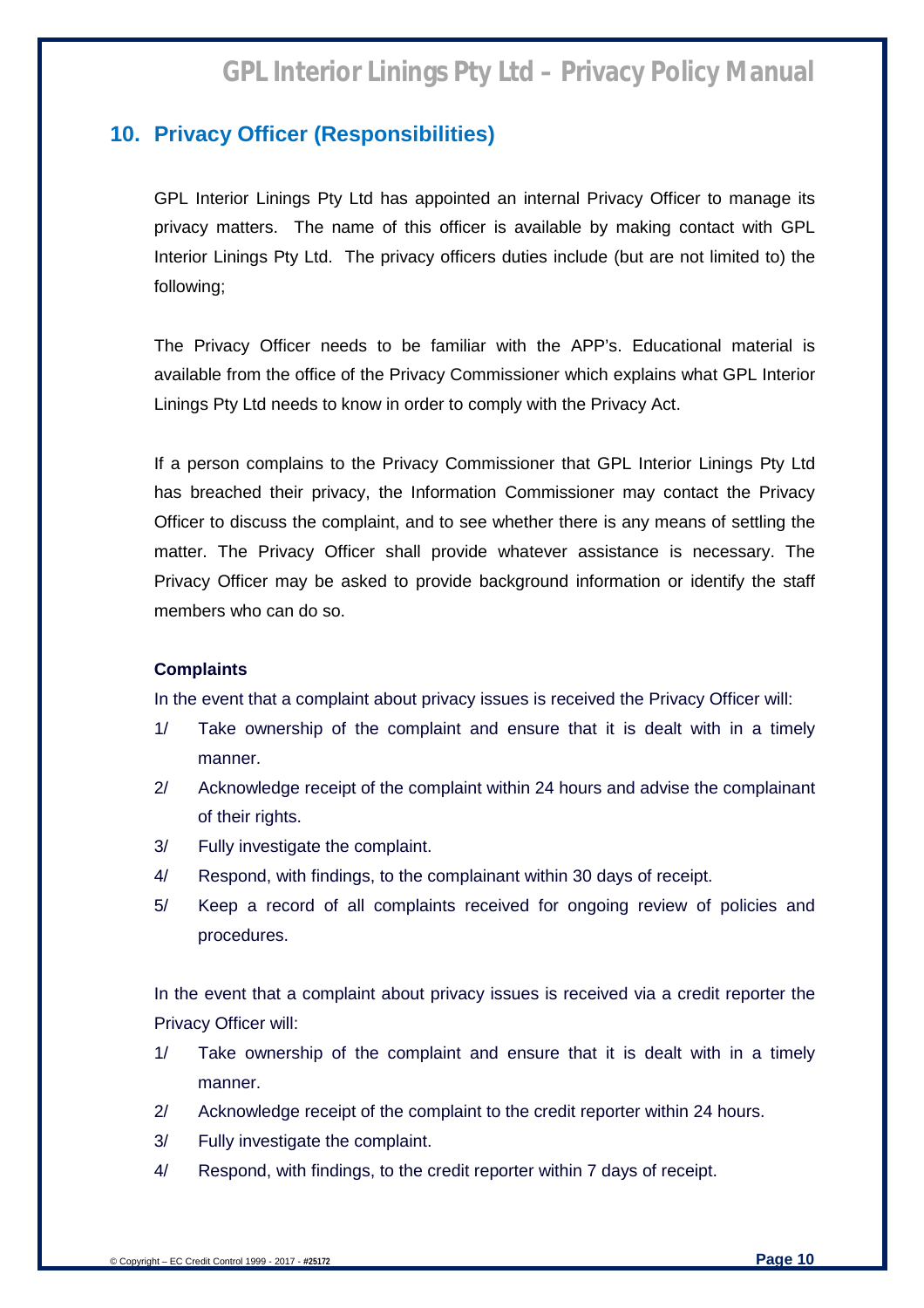## 10. Privacy Officer (Responsibilities)

GPL Interior Linings Pty Ltd has appointed an internal Privacy Officer to manage its privacy matters. The name of this officer is available by making contact with GPL Interior Linings Pty Ltd. The privacy officers duties include (but are not limited to) the following;

The Privacy Officer needs to be familiar with the APP's. Educational material is available from the office of the Privacy Commissioner which explains what GPL Interior Linings Pty Ltd needs to know in order to comply with the Privacy Act.

If a person complains to the Privacy Commissioner that GPL Interior Linings Pty Ltd has breached their privacy, the Information Commissioner may contact the Privacy Officer to discuss the complaint, and to see whether there is any means of settling the matter. The Privacy Officer shall provide whatever assistance is necessary. The Privacy Officer may be asked to provide background information or identify the staff members who can do so.

**Complaints**

In the event that a complaint about privacy issues is received the Privacy Officer will:

1/ Take ownership of the complaint and ensure that it is dealt with in a timely manner.

2/ Acknowledge receipt of the complaint within 24 hours and advise the complainant of their rights.

3/ Fully investigate the complaint.

4/ Respond, with findings, to the complainant within 30 days of receipt.

5/ Keep a record of all complaints received for ongoing review of policies and procedures.

In the event that a complaint about privacy issues is received via a credit reporter the Privacy Officer will:

1/ Take ownership of the complaint and ensure that it is dealt with in a timely manner.

2/ Acknowledge receipt of the complaint to the credit reporter within 24 hours.

3/ Fully investigate the complaint.

4/ Respond, with findings, to the credit reporter within 7 days of receipt.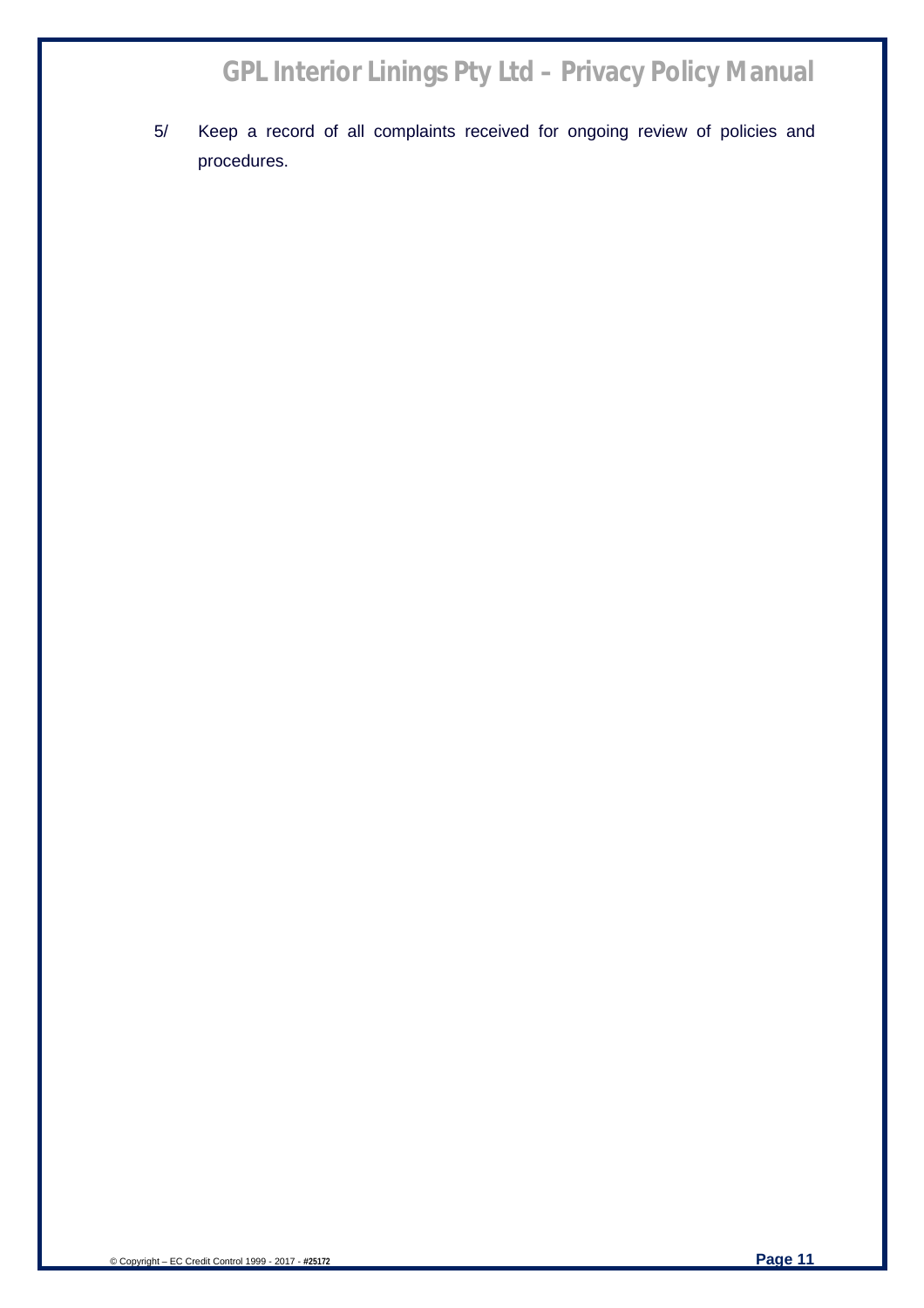5/ Keep a record of all complaints received for ongoing review of policies and procedures.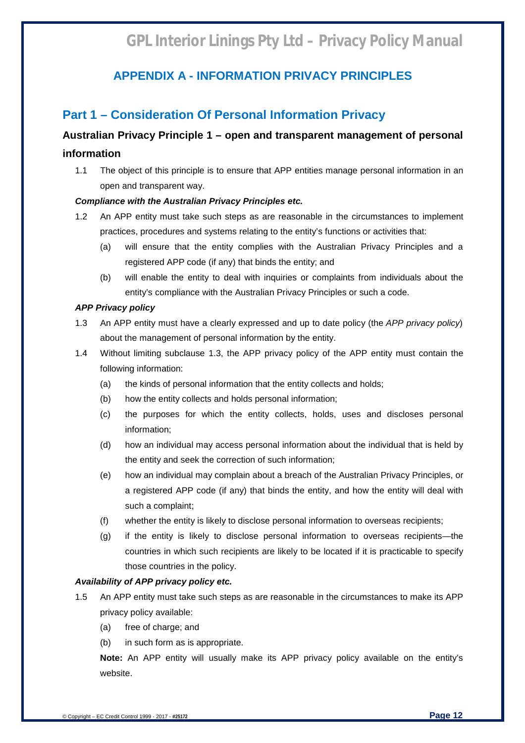## APPENDIX A - INFORMATION PRIVACY PRINCIPLES

## Part 1 – Consideration Of Personal Information Privacy

### Australian Privacy Principle 1 – open and transparent management of personal information

1.1 The object of this principle is to ensure that APP entities manage personal information in an open and transparent way.

***Compliance with the Australian Privacy Principles etc.***

1.2 An APP entity must take such steps as are reasonable in the circumstances to implement practices, procedures and systems relating to the entity's functions or activities that:

(a) will ensure that the entity complies with the Australian Privacy Principles and a registered APP code (if any) that binds the entity; and

(b) will enable the entity to deal with inquiries or complaints from individuals about the entity's compliance with the Australian Privacy Principles or such a code.

***APP Privacy policy***

1.3 An APP entity must have a clearly expressed and up to date policy (the *APP privacy policy*) about the management of personal information by the entity.

1.4 Without limiting subclause 1.3, the APP privacy policy of the APP entity must contain the following information:

(a) the kinds of personal information that the entity collects and holds;

(b) how the entity collects and holds personal information;

(c) the purposes for which the entity collects, holds, uses and discloses personal information;

(d) how an individual may access personal information about the individual that is held by the entity and seek the correction of such information;

(e) how an individual may complain about a breach of the Australian Privacy Principles, or a registered APP code (if any) that binds the entity, and how the entity will deal with such a complaint;

(f) whether the entity is likely to disclose personal information to overseas recipients;

(g) if the entity is likely to disclose personal information to overseas recipients—the countries in which such recipients are likely to be located if it is practicable to specify those countries in the policy.

***Availability of APP privacy policy etc.***

1.5 An APP entity must take such steps as are reasonable in the circumstances to make its APP privacy policy available:

(a) free of charge; and

(b) in such form as is appropriate.

**Note:** An APP entity will usually make its APP privacy policy available on the entity's website.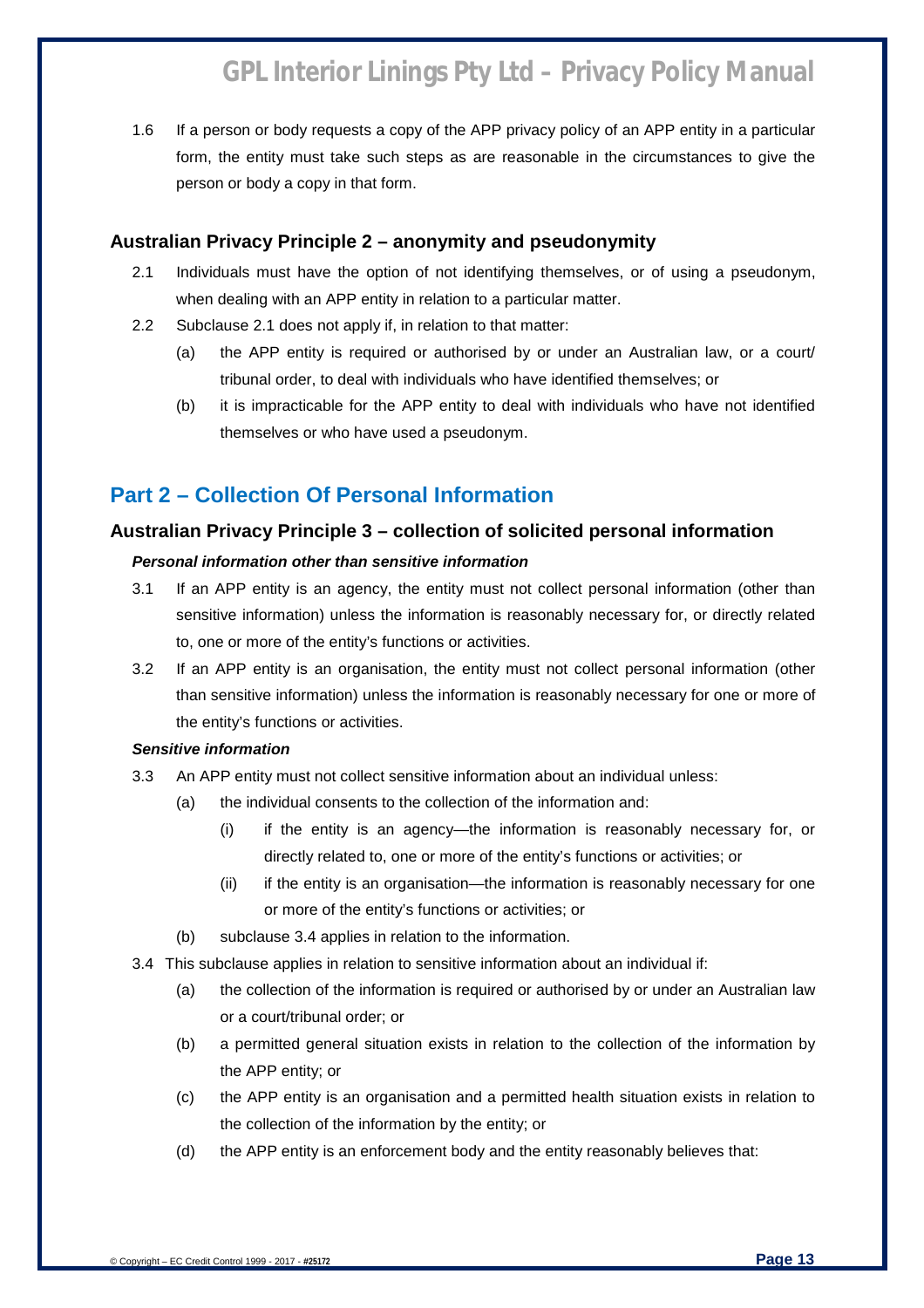1.6 If a person or body requests a copy of the APP privacy policy of an APP entity in a particular form, the entity must take such steps as are reasonable in the circumstances to give the person or body a copy in that form.

### Australian Privacy Principle 2 – anonymity and pseudonymity

2.1 Individuals must have the option of not identifying themselves, or of using a pseudonym, when dealing with an APP entity in relation to a particular matter.

2.2 Subclause 2.1 does not apply if, in relation to that matter:

- (a) the APP entity is required or authorised by or under an Australian law, or a court/ tribunal order, to deal with individuals who have identified themselves; or
- (b) it is impracticable for the APP entity to deal with individuals who have not identified themselves or who have used a pseudonym.

## Part 2 – Collection Of Personal Information

### Australian Privacy Principle 3 – collection of solicited personal information

***Personal information other than sensitive information***

3.1 If an APP entity is an agency, the entity must not collect personal information (other than sensitive information) unless the information is reasonably necessary for, or directly related to, one or more of the entity's functions or activities.

3.2 If an APP entity is an organisation, the entity must not collect personal information (other than sensitive information) unless the information is reasonably necessary for one or more of the entity's functions or activities.

***Sensitive information***

3.3 An APP entity must not collect sensitive information about an individual unless:

- (a) the individual consents to the collection of the information and:
  - (i) if the entity is an agency—the information is reasonably necessary for, or directly related to, one or more of the entity's functions or activities; or
  - (ii) if the entity is an organisation—the information is reasonably necessary for one or more of the entity's functions or activities; or
- (b) subclause 3.4 applies in relation to the information.

3.4 This subclause applies in relation to sensitive information about an individual if:

- (a) the collection of the information is required or authorised by or under an Australian law or a court/tribunal order; or
- (b) a permitted general situation exists in relation to the collection of the information by the APP entity; or
- (c) the APP entity is an organisation and a permitted health situation exists in relation to the collection of the information by the entity; or
- (d) the APP entity is an enforcement body and the entity reasonably believes that: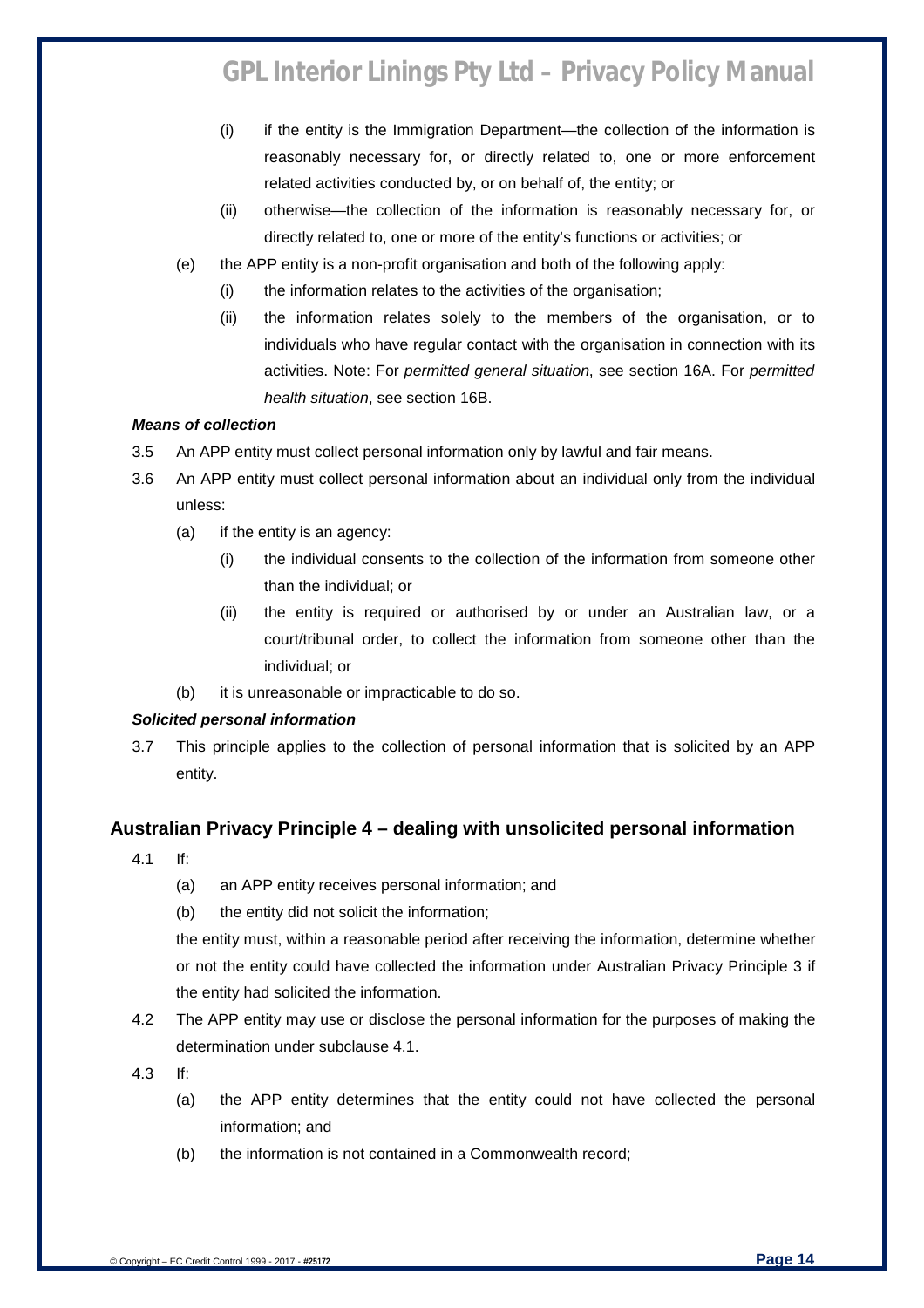(i) if the entity is the Immigration Department—the collection of the information is reasonably necessary for, or directly related to, one or more enforcement related activities conducted by, or on behalf of, the entity; or

    (ii) otherwise—the collection of the information is reasonably necessary for, or directly related to, one or more of the entity's functions or activities; or

  (e) the APP entity is a non-profit organisation and both of the following apply:

    (i) the information relates to the activities of the organisation;

    (ii) the information relates solely to the members of the organisation, or to individuals who have regular contact with the organisation in connection with its activities. Note: For *permitted general situation*, see section 16A. For *permitted health situation*, see section 16B.

***Means of collection***

3.5 An APP entity must collect personal information only by lawful and fair means.

3.6 An APP entity must collect personal information about an individual only from the individual unless:

  (a) if the entity is an agency:

    (i) the individual consents to the collection of the information from someone other than the individual; or

    (ii) the entity is required or authorised by or under an Australian law, or a court/tribunal order, to collect the information from someone other than the individual; or

  (b) it is unreasonable or impracticable to do so.

***Solicited personal information***

3.7 This principle applies to the collection of personal information that is solicited by an APP entity.

## Australian Privacy Principle 4 – dealing with unsolicited personal information

4.1 If:

  (a) an APP entity receives personal information; and

  (b) the entity did not solicit the information;

  the entity must, within a reasonable period after receiving the information, determine whether or not the entity could have collected the information under Australian Privacy Principle 3 if the entity had solicited the information.

4.2 The APP entity may use or disclose the personal information for the purposes of making the determination under subclause 4.1.

4.3 If:

  (a) the APP entity determines that the entity could not have collected the personal information; and

  (b) the information is not contained in a Commonwealth record;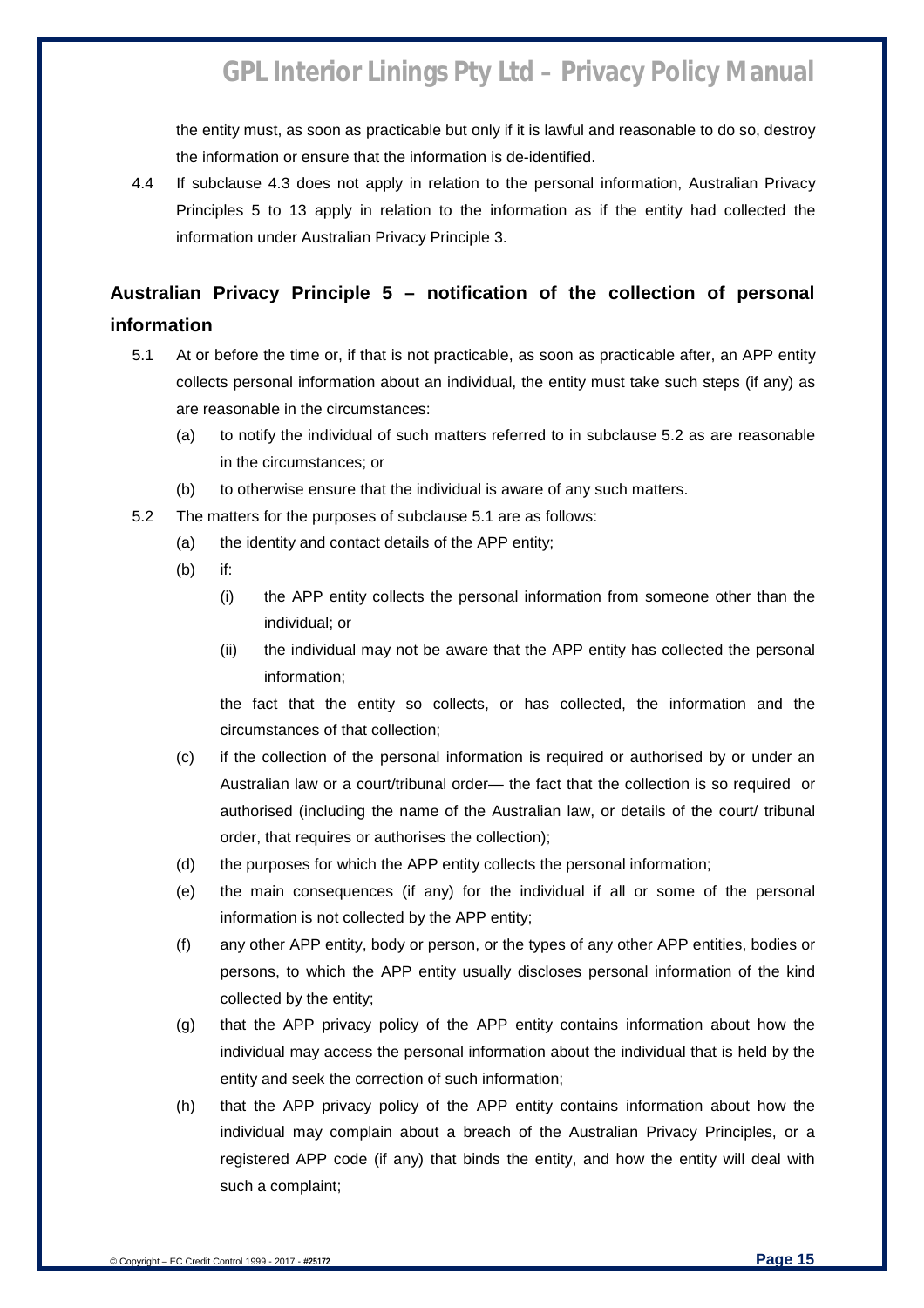the entity must, as soon as practicable but only if it is lawful and reasonable to do so, destroy the information or ensure that the information is de-identified.

4.4 If subclause 4.3 does not apply in relation to the personal information, Australian Privacy Principles 5 to 13 apply in relation to the information as if the entity had collected the information under Australian Privacy Principle 3.

## Australian Privacy Principle 5 – notification of the collection of personal information

5.1 At or before the time or, if that is not practicable, as soon as practicable after, an APP entity collects personal information about an individual, the entity must take such steps (if any) as are reasonable in the circumstances:

- (a) to notify the individual of such matters referred to in subclause 5.2 as are reasonable in the circumstances; or
- (b) to otherwise ensure that the individual is aware of any such matters.

5.2 The matters for the purposes of subclause 5.1 are as follows:

- (a) the identity and contact details of the APP entity;
- (b) if:
  - (i) the APP entity collects the personal information from someone other than the individual; or
  - (ii) the individual may not be aware that the APP entity has collected the personal information;

  the fact that the entity so collects, or has collected, the information and the circumstances of that collection;
- (c) if the collection of the personal information is required or authorised by or under an Australian law or a court/tribunal order— the fact that the collection is so required or authorised (including the name of the Australian law, or details of the court/ tribunal order, that requires or authorises the collection);
- (d) the purposes for which the APP entity collects the personal information;
- (e) the main consequences (if any) for the individual if all or some of the personal information is not collected by the APP entity;
- (f) any other APP entity, body or person, or the types of any other APP entities, bodies or persons, to which the APP entity usually discloses personal information of the kind collected by the entity;
- (g) that the APP privacy policy of the APP entity contains information about how the individual may access the personal information about the individual that is held by the entity and seek the correction of such information;
- (h) that the APP privacy policy of the APP entity contains information about how the individual may complain about a breach of the Australian Privacy Principles, or a registered APP code (if any) that binds the entity, and how the entity will deal with such a complaint;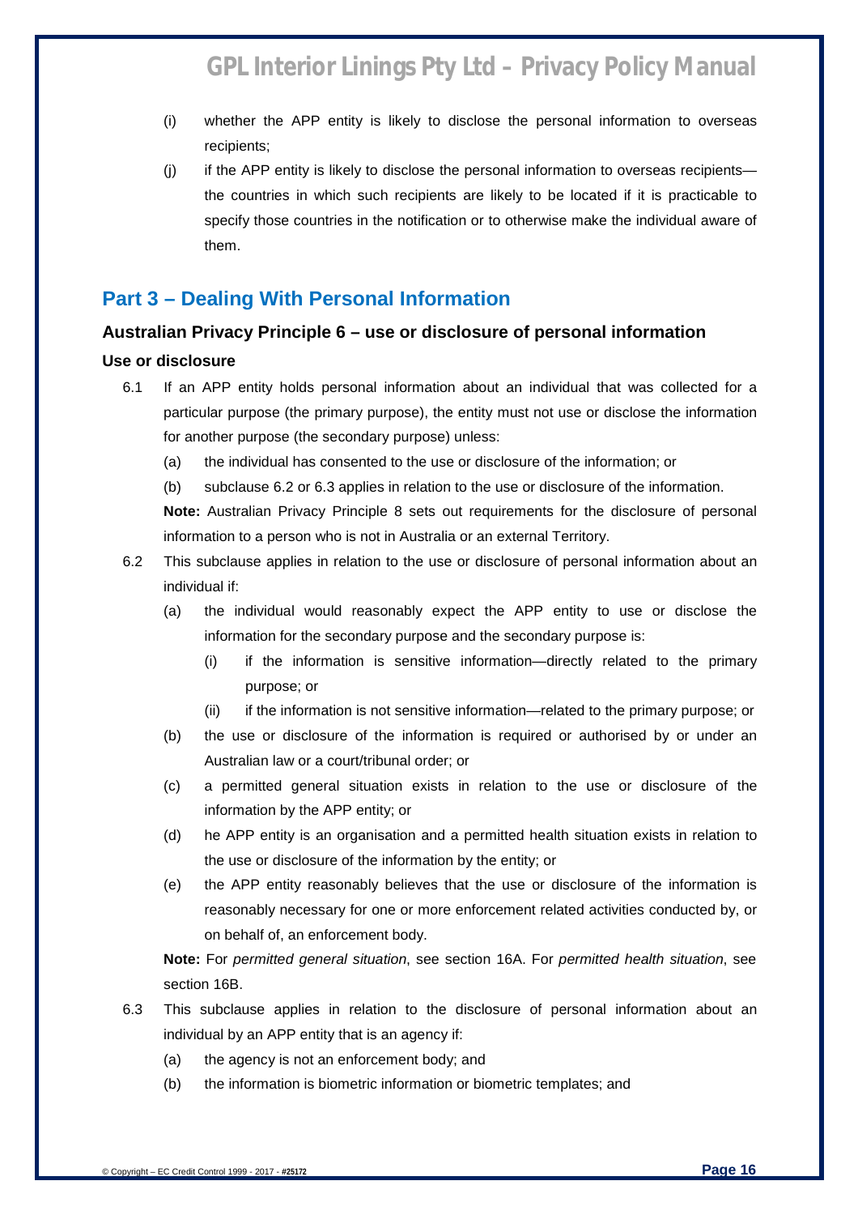(i) whether the APP entity is likely to disclose the personal information to overseas recipients;

(j) if the APP entity is likely to disclose the personal information to overseas recipients—the countries in which such recipients are likely to be located if it is practicable to specify those countries in the notification or to otherwise make the individual aware of them.

## Part 3 – Dealing With Personal Information

### Australian Privacy Principle 6 – use or disclosure of personal information

#### Use or disclosure

6.1 If an APP entity holds personal information about an individual that was collected for a particular purpose (the primary purpose), the entity must not use or disclose the information for another purpose (the secondary purpose) unless:

(a) the individual has consented to the use or disclosure of the information; or

(b) subclause 6.2 or 6.3 applies in relation to the use or disclosure of the information.

**Note:** Australian Privacy Principle 8 sets out requirements for the disclosure of personal information to a person who is not in Australia or an external Territory.

6.2 This subclause applies in relation to the use or disclosure of personal information about an individual if:

(a) the individual would reasonably expect the APP entity to use or disclose the information for the secondary purpose and the secondary purpose is:

(i) if the information is sensitive information—directly related to the primary purpose; or

(ii) if the information is not sensitive information—related to the primary purpose; or

(b) the use or disclosure of the information is required or authorised by or under an Australian law or a court/tribunal order; or

(c) a permitted general situation exists in relation to the use or disclosure of the information by the APP entity; or

(d) he APP entity is an organisation and a permitted health situation exists in relation to the use or disclosure of the information by the entity; or

(e) the APP entity reasonably believes that the use or disclosure of the information is reasonably necessary for one or more enforcement related activities conducted by, or on behalf of, an enforcement body.

**Note:** For *permitted general situation*, see section 16A. For *permitted health situation*, see section 16B.

6.3 This subclause applies in relation to the disclosure of personal information about an individual by an APP entity that is an agency if:

(a) the agency is not an enforcement body; and

(b) the information is biometric information or biometric templates; and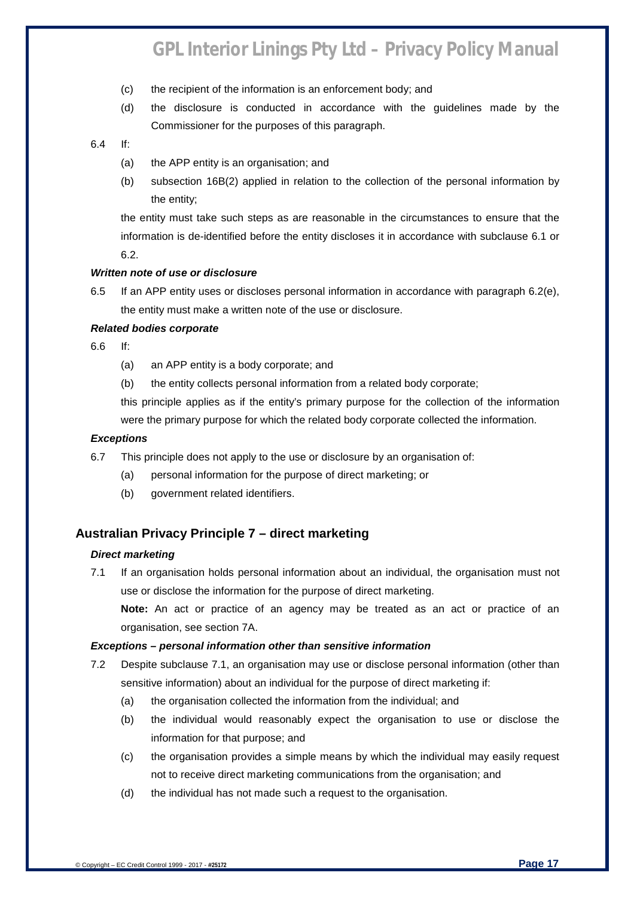(c) the recipient of the information is an enforcement body; and

(d) the disclosure is conducted in accordance with the guidelines made by the Commissioner for the purposes of this paragraph.

6.4 If:

(a) the APP entity is an organisation; and

(b) subsection 16B(2) applied in relation to the collection of the personal information by the entity;

the entity must take such steps as are reasonable in the circumstances to ensure that the information is de-identified before the entity discloses it in accordance with subclause 6.1 or 6.2.

***Written note of use or disclosure***

6.5 If an APP entity uses or discloses personal information in accordance with paragraph 6.2(e), the entity must make a written note of the use or disclosure.

***Related bodies corporate***

6.6 If:

(a) an APP entity is a body corporate; and

(b) the entity collects personal information from a related body corporate;

this principle applies as if the entity's primary purpose for the collection of the information were the primary purpose for which the related body corporate collected the information.

***Exceptions***

6.7 This principle does not apply to the use or disclosure by an organisation of:

(a) personal information for the purpose of direct marketing; or

(b) government related identifiers.

## Australian Privacy Principle 7 – direct marketing

***Direct marketing***

7.1 If an organisation holds personal information about an individual, the organisation must not use or disclose the information for the purpose of direct marketing.

**Note:** An act or practice of an agency may be treated as an act or practice of an organisation, see section 7A.

***Exceptions – personal information other than sensitive information***

7.2 Despite subclause 7.1, an organisation may use or disclose personal information (other than sensitive information) about an individual for the purpose of direct marketing if:

(a) the organisation collected the information from the individual; and

(b) the individual would reasonably expect the organisation to use or disclose the information for that purpose; and

(c) the organisation provides a simple means by which the individual may easily request not to receive direct marketing communications from the organisation; and

(d) the individual has not made such a request to the organisation.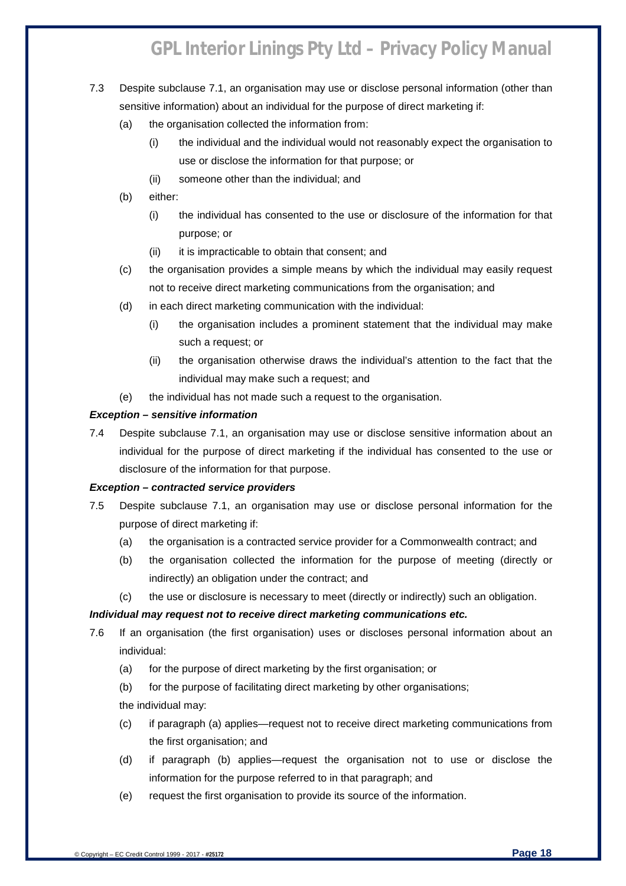7.3 Despite subclause 7.1, an organisation may use or disclose personal information (other than sensitive information) about an individual for the purpose of direct marketing if:

  (a) the organisation collected the information from:

    (i) the individual and the individual would not reasonably expect the organisation to use or disclose the information for that purpose; or

    (ii) someone other than the individual; and

  (b) either:

    (i) the individual has consented to the use or disclosure of the information for that purpose; or

    (ii) it is impracticable to obtain that consent; and

  (c) the organisation provides a simple means by which the individual may easily request not to receive direct marketing communications from the organisation; and

  (d) in each direct marketing communication with the individual:

    (i) the organisation includes a prominent statement that the individual may make such a request; or

    (ii) the organisation otherwise draws the individual's attention to the fact that the individual may make such a request; and

  (e) the individual has not made such a request to the organisation.

***Exception – sensitive information***

7.4 Despite subclause 7.1, an organisation may use or disclose sensitive information about an individual for the purpose of direct marketing if the individual has consented to the use or disclosure of the information for that purpose.

***Exception – contracted service providers***

7.5 Despite subclause 7.1, an organisation may use or disclose personal information for the purpose of direct marketing if:

  (a) the organisation is a contracted service provider for a Commonwealth contract; and

  (b) the organisation collected the information for the purpose of meeting (directly or indirectly) an obligation under the contract; and

  (c) the use or disclosure is necessary to meet (directly or indirectly) such an obligation.

***Individual may request not to receive direct marketing communications etc.***

7.6 If an organisation (the first organisation) uses or discloses personal information about an individual:

  (a) for the purpose of direct marketing by the first organisation; or

  (b) for the purpose of facilitating direct marketing by other organisations;

  the individual may:

  (c) if paragraph (a) applies—request not to receive direct marketing communications from the first organisation; and

  (d) if paragraph (b) applies—request the organisation not to use or disclose the information for the purpose referred to in that paragraph; and

  (e) request the first organisation to provide its source of the information.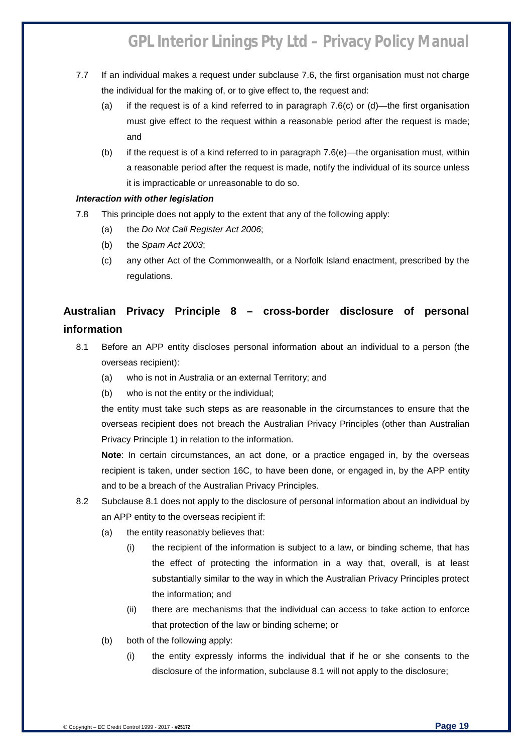7.7 If an individual makes a request under subclause 7.6, the first organisation must not charge the individual for the making of, or to give effect to, the request and:

   (a) if the request is of a kind referred to in paragraph 7.6(c) or (d)—the first organisation must give effect to the request within a reasonable period after the request is made; and

   (b) if the request is of a kind referred to in paragraph 7.6(e)—the organisation must, within a reasonable period after the request is made, notify the individual of its source unless it is impracticable or unreasonable to do so.

***Interaction with other legislation***

7.8 This principle does not apply to the extent that any of the following apply:

   (a) the *Do Not Call Register Act 2006*;

   (b) the *Spam Act 2003*;

   (c) any other Act of the Commonwealth, or a Norfolk Island enactment, prescribed by the regulations.

## Australian Privacy Principle 8 – cross-border disclosure of personal information

8.1 Before an APP entity discloses personal information about an individual to a person (the overseas recipient):

   (a) who is not in Australia or an external Territory; and

   (b) who is not the entity or the individual;

   the entity must take such steps as are reasonable in the circumstances to ensure that the overseas recipient does not breach the Australian Privacy Principles (other than Australian Privacy Principle 1) in relation to the information.

   **Note**: In certain circumstances, an act done, or a practice engaged in, by the overseas recipient is taken, under section 16C, to have been done, or engaged in, by the APP entity and to be a breach of the Australian Privacy Principles.

8.2 Subclause 8.1 does not apply to the disclosure of personal information about an individual by an APP entity to the overseas recipient if:

   (a) the entity reasonably believes that:

      (i) the recipient of the information is subject to a law, or binding scheme, that has the effect of protecting the information in a way that, overall, is at least substantially similar to the way in which the Australian Privacy Principles protect the information; and

      (ii) there are mechanisms that the individual can access to take action to enforce that protection of the law or binding scheme; or

   (b) both of the following apply:

      (i) the entity expressly informs the individual that if he or she consents to the disclosure of the information, subclause 8.1 will not apply to the disclosure;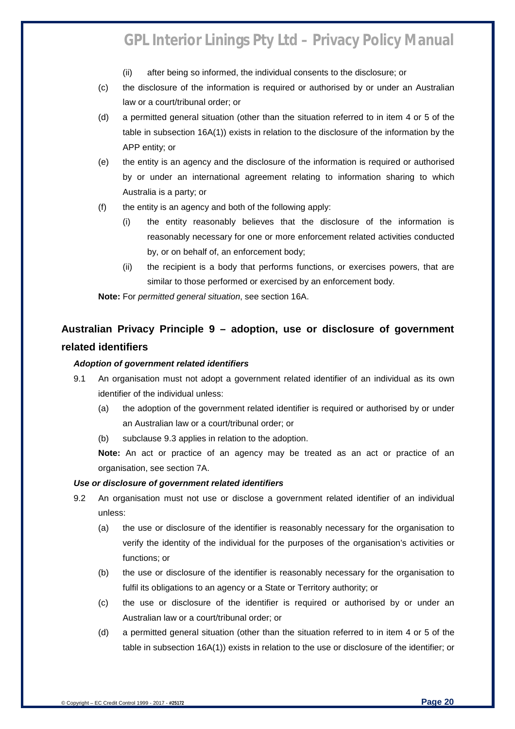(ii) after being so informed, the individual consents to the disclosure; or

(c) the disclosure of the information is required or authorised by or under an Australian law or a court/tribunal order; or

(d) a permitted general situation (other than the situation referred to in item 4 or 5 of the table in subsection 16A(1)) exists in relation to the disclosure of the information by the APP entity; or

(e) the entity is an agency and the disclosure of the information is required or authorised by or under an international agreement relating to information sharing to which Australia is a party; or

(f) the entity is an agency and both of the following apply:

(i) the entity reasonably believes that the disclosure of the information is reasonably necessary for one or more enforcement related activities conducted by, or on behalf of, an enforcement body;

(ii) the recipient is a body that performs functions, or exercises powers, that are similar to those performed or exercised by an enforcement body.

**Note:** For *permitted general situation*, see section 16A.

## Australian Privacy Principle 9 – adoption, use or disclosure of government related identifiers

***Adoption of government related identifiers***

9.1 An organisation must not adopt a government related identifier of an individual as its own identifier of the individual unless:

(a) the adoption of the government related identifier is required or authorised by or under an Australian law or a court/tribunal order; or

(b) subclause 9.3 applies in relation to the adoption.

**Note:** An act or practice of an agency may be treated as an act or practice of an organisation, see section 7A.

***Use or disclosure of government related identifiers***

9.2 An organisation must not use or disclose a government related identifier of an individual unless:

(a) the use or disclosure of the identifier is reasonably necessary for the organisation to verify the identity of the individual for the purposes of the organisation's activities or functions; or

(b) the use or disclosure of the identifier is reasonably necessary for the organisation to fulfil its obligations to an agency or a State or Territory authority; or

(c) the use or disclosure of the identifier is required or authorised by or under an Australian law or a court/tribunal order; or

(d) a permitted general situation (other than the situation referred to in item 4 or 5 of the table in subsection 16A(1)) exists in relation to the use or disclosure of the identifier; or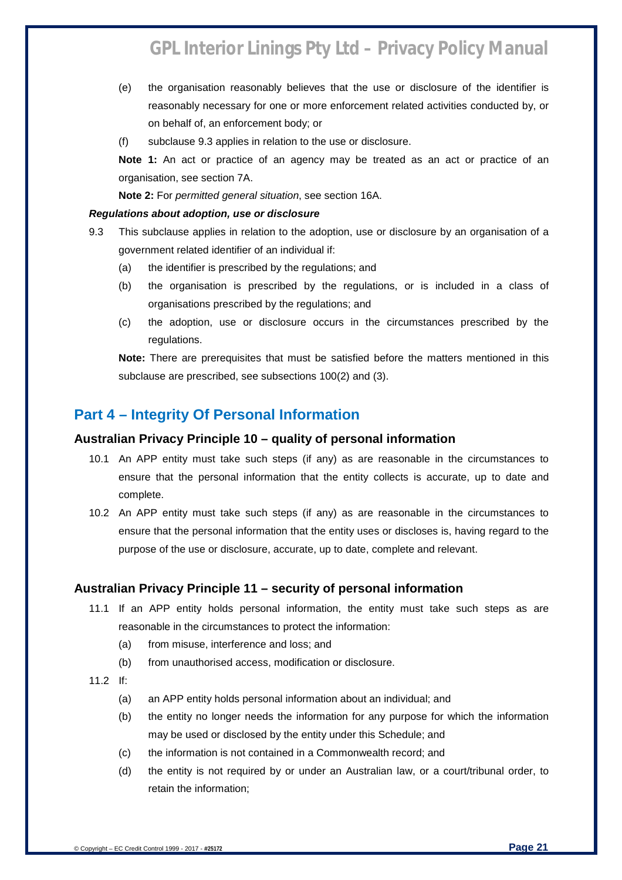(e) the organisation reasonably believes that the use or disclosure of the identifier is reasonably necessary for one or more enforcement related activities conducted by, or on behalf of, an enforcement body; or

(f) subclause 9.3 applies in relation to the use or disclosure.

**Note 1:** An act or practice of an agency may be treated as an act or practice of an organisation, see section 7A.

**Note 2:** For *permitted general situation*, see section 16A.

***Regulations about adoption, use or disclosure***

9.3 This subclause applies in relation to the adoption, use or disclosure by an organisation of a government related identifier of an individual if:

(a) the identifier is prescribed by the regulations; and

(b) the organisation is prescribed by the regulations, or is included in a class of organisations prescribed by the regulations; and

(c) the adoption, use or disclosure occurs in the circumstances prescribed by the regulations.

**Note:** There are prerequisites that must be satisfied before the matters mentioned in this subclause are prescribed, see subsections 100(2) and (3).

## Part 4 – Integrity Of Personal Information

### Australian Privacy Principle 10 – quality of personal information

10.1 An APP entity must take such steps (if any) as are reasonable in the circumstances to ensure that the personal information that the entity collects is accurate, up to date and complete.

10.2 An APP entity must take such steps (if any) as are reasonable in the circumstances to ensure that the personal information that the entity uses or discloses is, having regard to the purpose of the use or disclosure, accurate, up to date, complete and relevant.

### Australian Privacy Principle 11 – security of personal information

11.1 If an APP entity holds personal information, the entity must take such steps as are reasonable in the circumstances to protect the information:

(a) from misuse, interference and loss; and

(b) from unauthorised access, modification or disclosure.

11.2 If:

(a) an APP entity holds personal information about an individual; and

(b) the entity no longer needs the information for any purpose for which the information may be used or disclosed by the entity under this Schedule; and

(c) the information is not contained in a Commonwealth record; and

(d) the entity is not required by or under an Australian law, or a court/tribunal order, to retain the information;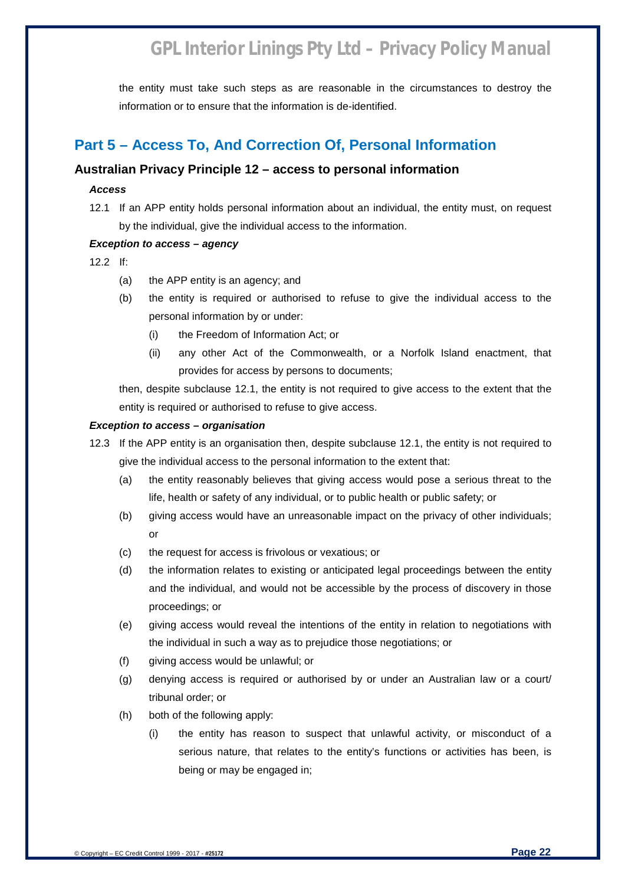the entity must take such steps as are reasonable in the circumstances to destroy the information or to ensure that the information is de-identified.

## Part 5 – Access To, And Correction Of, Personal Information

### Australian Privacy Principle 12 – access to personal information

***Access***

12.1 If an APP entity holds personal information about an individual, the entity must, on request by the individual, give the individual access to the information.

***Exception to access – agency***

12.2 If:

- (a) the APP entity is an agency; and
- (b) the entity is required or authorised to refuse to give the individual access to the personal information by or under:
  - (i) the Freedom of Information Act; or
  - (ii) any other Act of the Commonwealth, or a Norfolk Island enactment, that provides for access by persons to documents;

then, despite subclause 12.1, the entity is not required to give access to the extent that the entity is required or authorised to refuse to give access.

***Exception to access – organisation***

12.3 If the APP entity is an organisation then, despite subclause 12.1, the entity is not required to give the individual access to the personal information to the extent that:

- (a) the entity reasonably believes that giving access would pose a serious threat to the life, health or safety of any individual, or to public health or public safety; or
- (b) giving access would have an unreasonable impact on the privacy of other individuals; or
- (c) the request for access is frivolous or vexatious; or
- (d) the information relates to existing or anticipated legal proceedings between the entity and the individual, and would not be accessible by the process of discovery in those proceedings; or
- (e) giving access would reveal the intentions of the entity in relation to negotiations with the individual in such a way as to prejudice those negotiations; or
- (f) giving access would be unlawful; or
- (g) denying access is required or authorised by or under an Australian law or a court/ tribunal order; or
- (h) both of the following apply:
  - (i) the entity has reason to suspect that unlawful activity, or misconduct of a serious nature, that relates to the entity's functions or activities has been, is being or may be engaged in;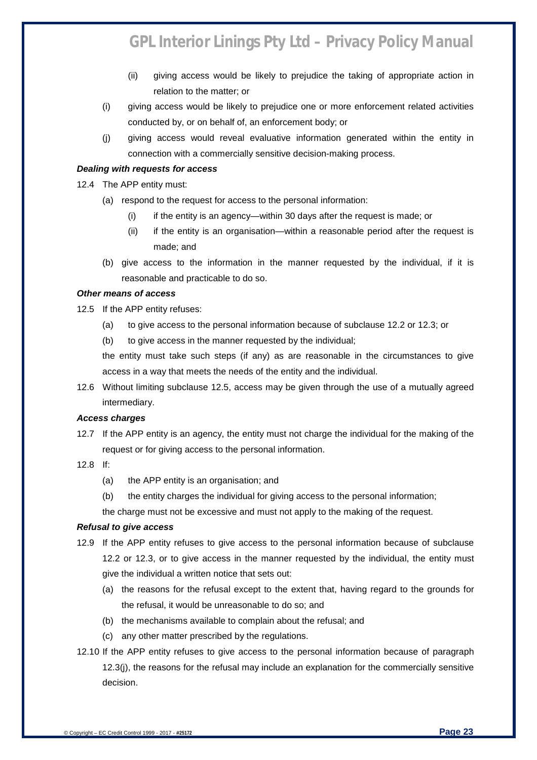(ii) giving access would be likely to prejudice the taking of appropriate action in relation to the matter; or

(i) giving access would be likely to prejudice one or more enforcement related activities conducted by, or on behalf of, an enforcement body; or

(j) giving access would reveal evaluative information generated within the entity in connection with a commercially sensitive decision-making process.

***Dealing with requests for access***

12.4 The APP entity must:

(a) respond to the request for access to the personal information:

(i) if the entity is an agency—within 30 days after the request is made; or

(ii) if the entity is an organisation—within a reasonable period after the request is made; and

(b) give access to the information in the manner requested by the individual, if it is reasonable and practicable to do so.

***Other means of access***

12.5 If the APP entity refuses:

(a) to give access to the personal information because of subclause 12.2 or 12.3; or

(b) to give access in the manner requested by the individual;

the entity must take such steps (if any) as are reasonable in the circumstances to give access in a way that meets the needs of the entity and the individual.

12.6 Without limiting subclause 12.5, access may be given through the use of a mutually agreed intermediary.

***Access charges***

12.7 If the APP entity is an agency, the entity must not charge the individual for the making of the request or for giving access to the personal information.

12.8 If:

(a) the APP entity is an organisation; and

(b) the entity charges the individual for giving access to the personal information;

the charge must not be excessive and must not apply to the making of the request.

***Refusal to give access***

12.9 If the APP entity refuses to give access to the personal information because of subclause 12.2 or 12.3, or to give access in the manner requested by the individual, the entity must give the individual a written notice that sets out:

(a) the reasons for the refusal except to the extent that, having regard to the grounds for the refusal, it would be unreasonable to do so; and

(b) the mechanisms available to complain about the refusal; and

(c) any other matter prescribed by the regulations.

12.10 If the APP entity refuses to give access to the personal information because of paragraph 12.3(j), the reasons for the refusal may include an explanation for the commercially sensitive decision.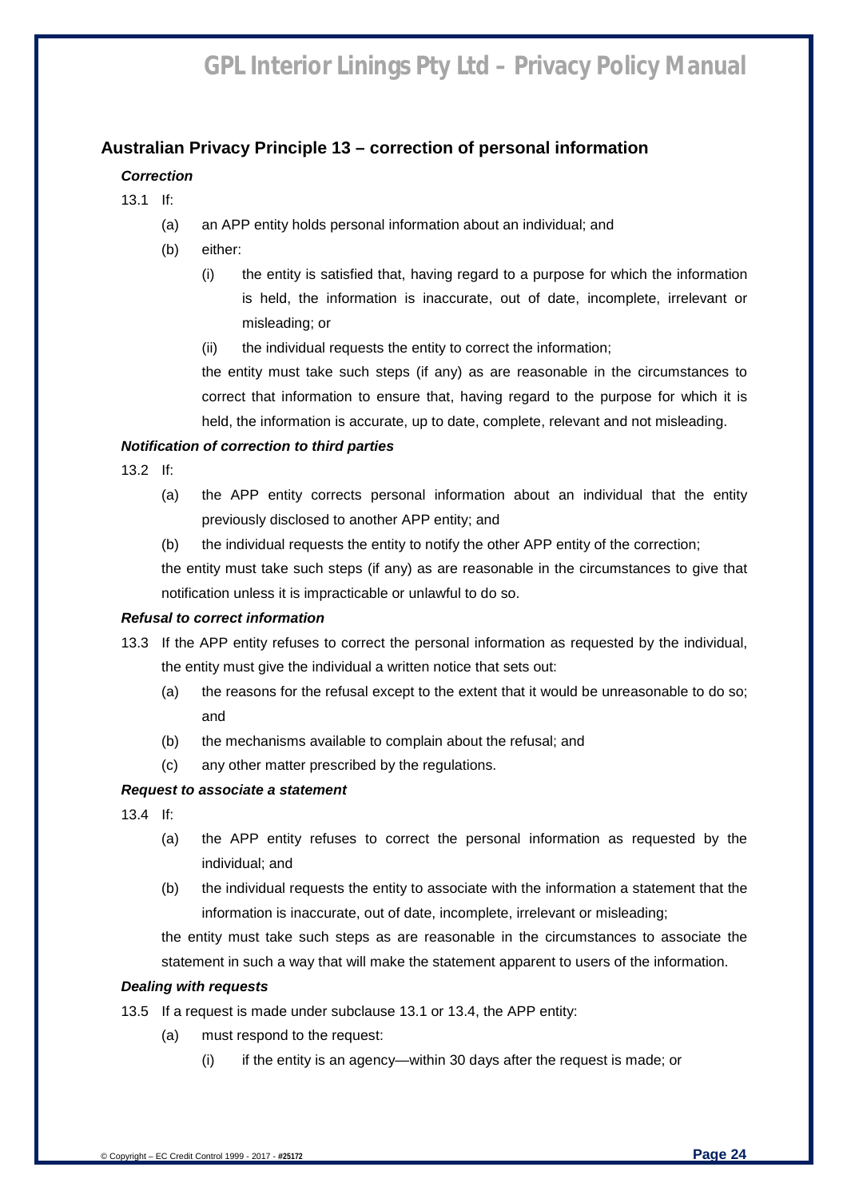## Australian Privacy Principle 13 – correction of personal information

***Correction***

13.1 If:

(a) an APP entity holds personal information about an individual; and

(b) either:

(i) the entity is satisfied that, having regard to a purpose for which the information is held, the information is inaccurate, out of date, incomplete, irrelevant or misleading; or

(ii) the individual requests the entity to correct the information;

the entity must take such steps (if any) as are reasonable in the circumstances to correct that information to ensure that, having regard to the purpose for which it is held, the information is accurate, up to date, complete, relevant and not misleading.

***Notification of correction to third parties***

13.2 If:

(a) the APP entity corrects personal information about an individual that the entity previously disclosed to another APP entity; and

(b) the individual requests the entity to notify the other APP entity of the correction;

the entity must take such steps (if any) as are reasonable in the circumstances to give that notification unless it is impracticable or unlawful to do so.

***Refusal to correct information***

13.3 If the APP entity refuses to correct the personal information as requested by the individual, the entity must give the individual a written notice that sets out:

(a) the reasons for the refusal except to the extent that it would be unreasonable to do so; and

(b) the mechanisms available to complain about the refusal; and

(c) any other matter prescribed by the regulations.

***Request to associate a statement***

13.4 If:

(a) the APP entity refuses to correct the personal information as requested by the individual; and

(b) the individual requests the entity to associate with the information a statement that the information is inaccurate, out of date, incomplete, irrelevant or misleading;

the entity must take such steps as are reasonable in the circumstances to associate the statement in such a way that will make the statement apparent to users of the information.

***Dealing with requests***

13.5 If a request is made under subclause 13.1 or 13.4, the APP entity:

(a) must respond to the request:

(i) if the entity is an agency—within 30 days after the request is made; or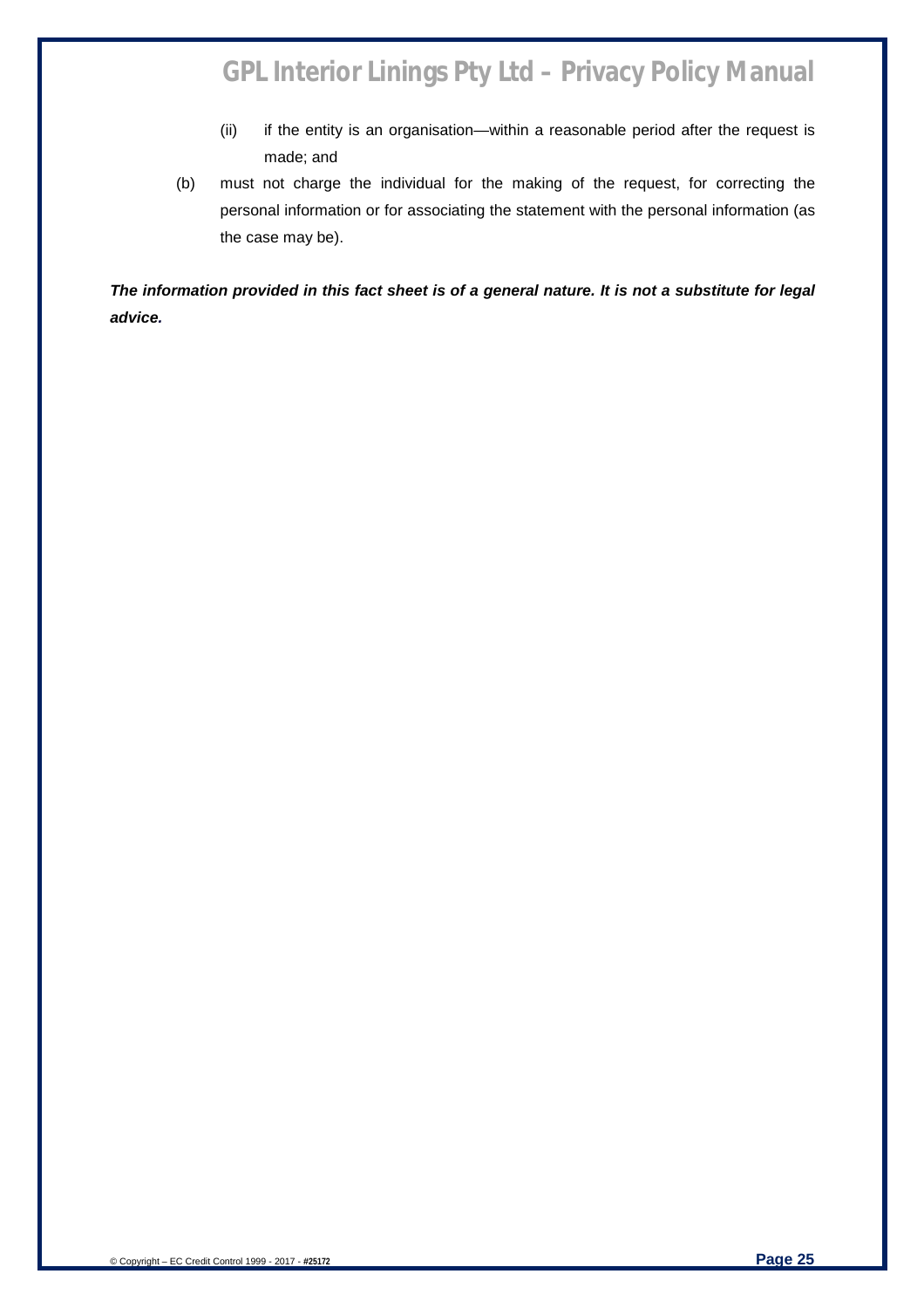(ii) if the entity is an organisation—within a reasonable period after the request is made; and

(b) must not charge the individual for the making of the request, for correcting the personal information or for associating the statement with the personal information (as the case may be).

***The information provided in this fact sheet is of a general nature. It is not a substitute for legal advice.***